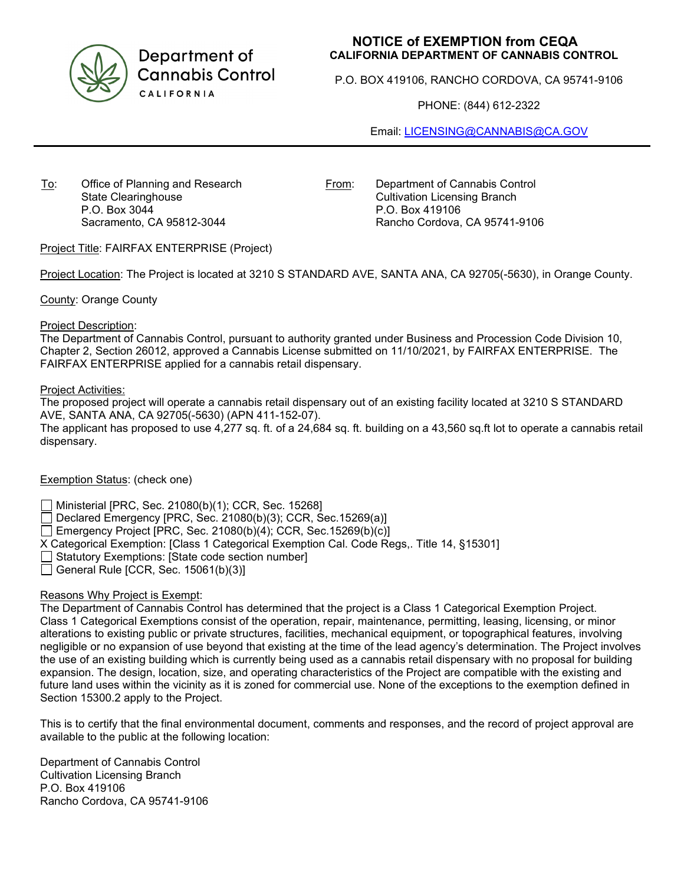Department of Cannabis Control
CALIFORNIA

# NOTICE of EXEMPTION from CEQA

**CALIFORNIA DEPARTMENT OF CANNABIS CONTROL**

P.O. BOX 419106, RANCHO CORDOVA, CA 95741-9106

PHONE: (844) 612-2322

Email: LICENSING@CANNABIS@CA.GOV

---

To: Office of Planning and Research
State Clearinghouse
P.O. Box 3044
Sacramento, CA 95812-3044

From: Department of Cannabis Control
Cultivation Licensing Branch
P.O. Box 419106
Rancho Cordova, CA 95741-9106

Project Title: FAIRFAX ENTERPRISE (Project)

Project Location: The Project is located at 3210 S STANDARD AVE, SANTA ANA, CA 92705(-5630), in Orange County.

County: Orange County

Project Description:
The Department of Cannabis Control, pursuant to authority granted under Business and Procession Code Division 10, Chapter 2, Section 26012, approved a Cannabis License submitted on 11/10/2021, by FAIRFAX ENTERPRISE. The FAIRFAX ENTERPRISE applied for a cannabis retail dispensary.

Project Activities:
The proposed project will operate a cannabis retail dispensary out of an existing facility located at 3210 S STANDARD AVE, SANTA ANA, CA 92705(-5630) (APN 411-152-07).
The applicant has proposed to use 4,277 sq. ft. of a 24,684 sq. ft. building on a 43,560 sq.ft lot to operate a cannabis retail dispensary.

Exemption Status: (check one)

- ☐ Ministerial [PRC, Sec. 21080(b)(1); CCR, Sec. 15268]
- ☐ Declared Emergency [PRC, Sec. 21080(b)(3); CCR, Sec.15269(a)]
- ☐ Emergency Project [PRC, Sec. 21080(b)(4); CCR, Sec.15269(b)(c)]
- X Categorical Exemption: [Class 1 Categorical Exemption Cal. Code Regs,. Title 14, §15301]
- ☐ Statutory Exemptions: [State code section number]
- ☐ General Rule [CCR, Sec. 15061(b)(3)]

Reasons Why Project is Exempt:
The Department of Cannabis Control has determined that the project is a Class 1 Categorical Exemption Project. Class 1 Categorical Exemptions consist of the operation, repair, maintenance, permitting, leasing, licensing, or minor alterations to existing public or private structures, facilities, mechanical equipment, or topographical features, involving negligible or no expansion of use beyond that existing at the time of the lead agency's determination. The Project involves the use of an existing building which is currently being used as a cannabis retail dispensary with no proposal for building expansion. The design, location, size, and operating characteristics of the Project are compatible with the existing and future land uses within the vicinity as it is zoned for commercial use. None of the exceptions to the exemption defined in Section 15300.2 apply to the Project.

This is to certify that the final environmental document, comments and responses, and the record of project approval are available to the public at the following location:

Department of Cannabis Control
Cultivation Licensing Branch
P.O. Box 419106
Rancho Cordova, CA 95741-9106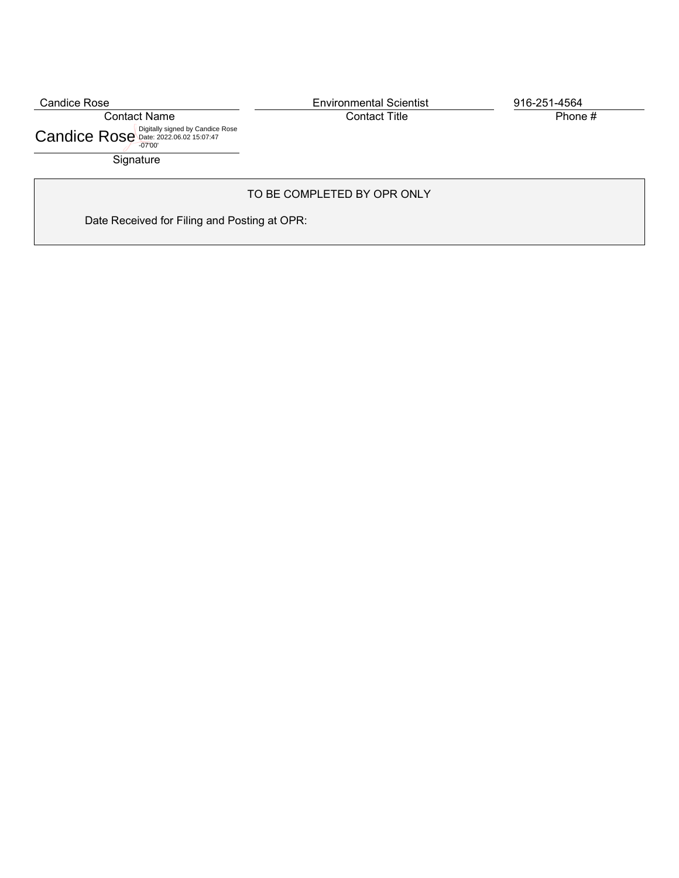| Candice Rose | Environmental Scientist | 916-251-4564 |
|---|---|---|
| Contact Name | Contact Title | Phone # |

Candice Rose Digitally signed by Candice Rose Date: 2022.06.02 15:07:47 -07'00'

Signature

TO BE COMPLETED BY OPR ONLY

Date Received for Filing and Posting at OPR: